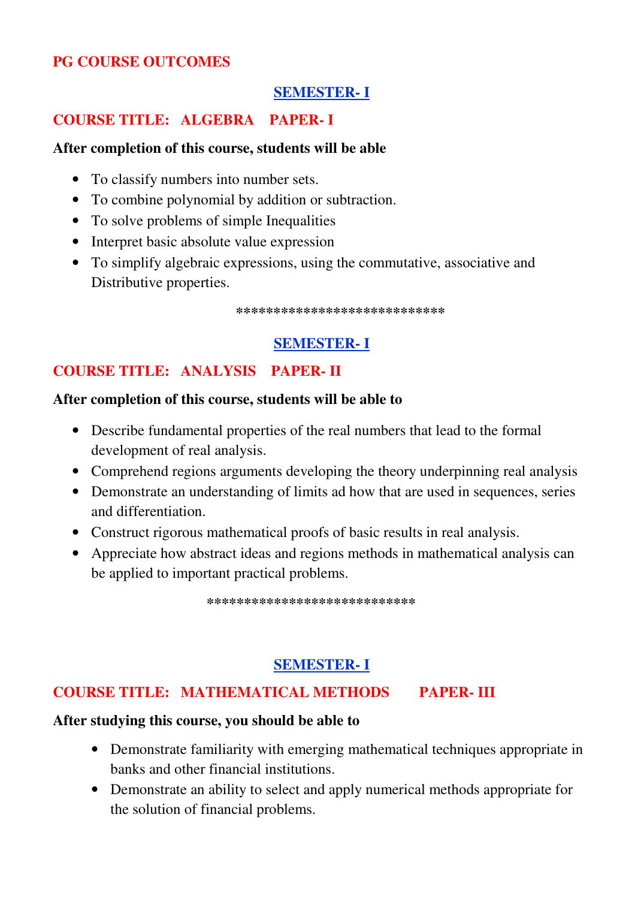# PG COURSE OUTCOMES

## SEMESTER- I

### COURSE TITLE: ALGEBRA PAPER- I

**After completion of this course, students will be able**

- To classify numbers into number sets.
- To combine polynomial by addition or subtraction.
- To solve problems of simple Inequalities
- Interpret basic absolute value expression
- To simplify algebraic expressions, using the commutative, associative and Distributive properties.

***************************

## SEMESTER- I

### COURSE TITLE: ANALYSIS PAPER- II

**After completion of this course, students will be able to**

- Describe fundamental properties of the real numbers that lead to the formal development of real analysis.
- Comprehend regions arguments developing the theory underpinning real analysis
- Demonstrate an understanding of limits ad how that are used in sequences, series and differentiation.
- Construct rigorous mathematical proofs of basic results in real analysis.
- Appreciate how abstract ideas and regions methods in mathematical analysis can be applied to important practical problems.

***************************

## SEMESTER- I

### COURSE TITLE: MATHEMATICAL METHODS PAPER- III

**After studying this course, you should be able to**

- Demonstrate familiarity with emerging mathematical techniques appropriate in banks and other financial institutions.
- Demonstrate an ability to select and apply numerical methods appropriate for the solution of financial problems.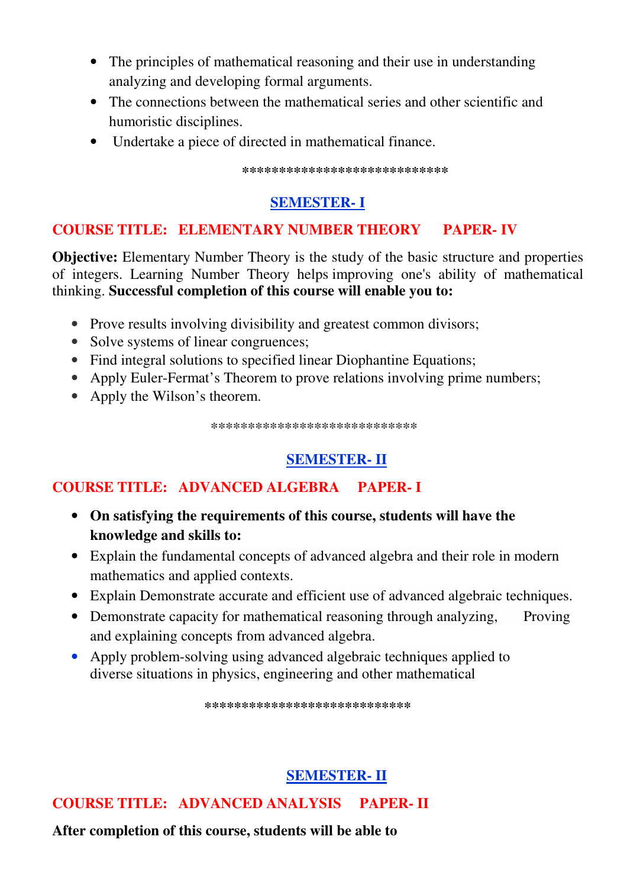- The principles of mathematical reasoning and their use in understanding analyzing and developing formal arguments.
- The connections between the mathematical series and other scientific and humoristic disciplines.
- Undertake a piece of directed in mathematical finance.

***************************

## SEMESTER- I

### COURSE TITLE: ELEMENTARY NUMBER THEORY PAPER- IV

**Objective:** Elementary Number Theory is the study of the basic structure and properties of integers. Learning Number Theory helps improving one's ability of mathematical thinking. **Successful completion of this course will enable you to:**

- Prove results involving divisibility and greatest common divisors;
- Solve systems of linear congruences;
- Find integral solutions to specified linear Diophantine Equations;
- Apply Euler-Fermat's Theorem to prove relations involving prime numbers;
- Apply the Wilson's theorem.

***************************

## SEMESTER- II

### COURSE TITLE: ADVANCED ALGEBRA PAPER- I

- **On satisfying the requirements of this course, students will have the knowledge and skills to:**
- Explain the fundamental concepts of advanced algebra and their role in modern mathematics and applied contexts.
- Explain Demonstrate accurate and efficient use of advanced algebraic techniques.
- Demonstrate capacity for mathematical reasoning through analyzing, Proving and explaining concepts from advanced algebra.
- Apply problem-solving using advanced algebraic techniques applied to diverse situations in physics, engineering and other mathematical

***************************

## SEMESTER- II

### COURSE TITLE: ADVANCED ANALYSIS PAPER- II

**After completion of this course, students will be able to**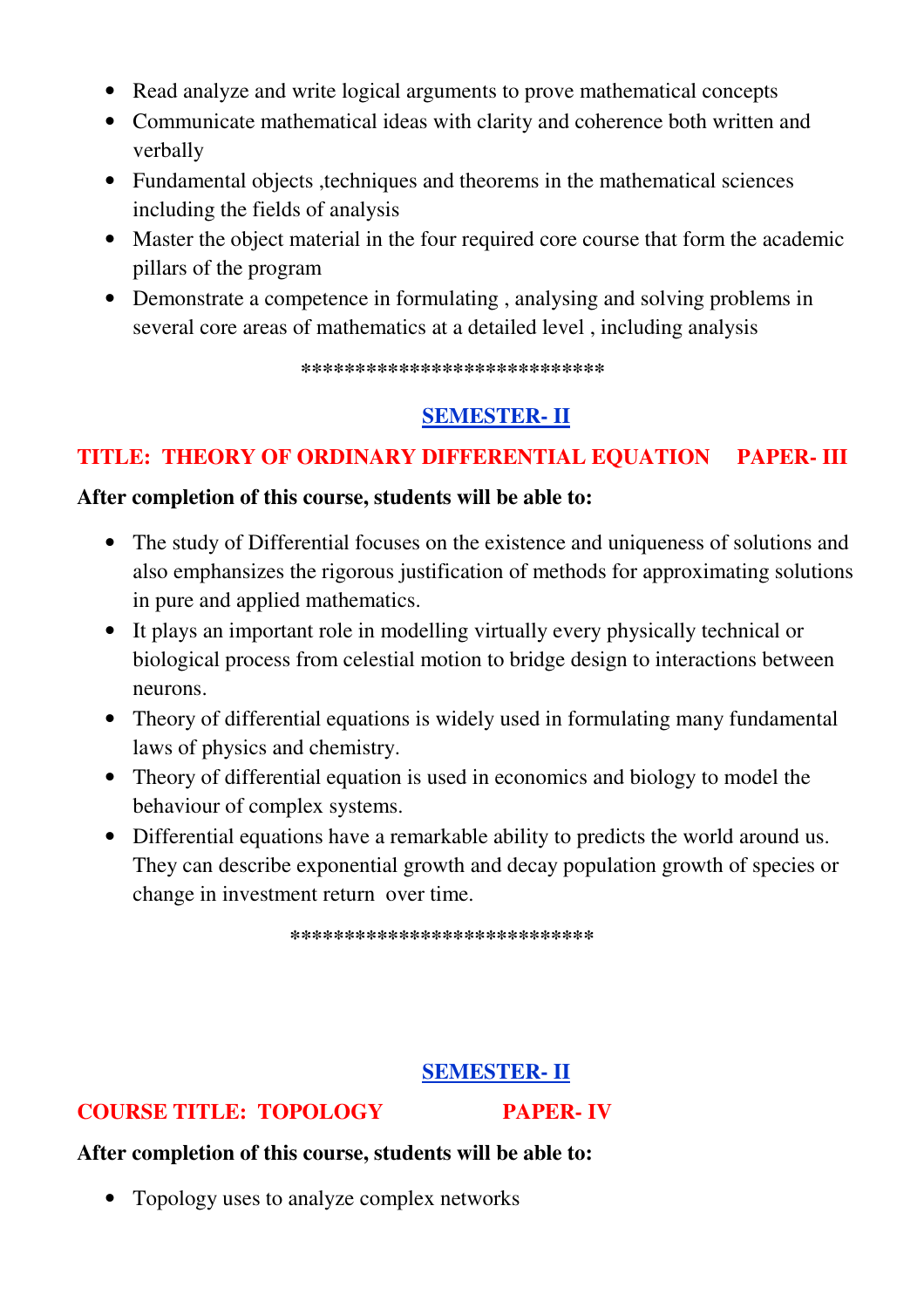- Read analyze and write logical arguments to prove mathematical concepts
- Communicate mathematical ideas with clarity and coherence both written and verbally
- Fundamental objects ,techniques and theorems in the mathematical sciences including the fields of analysis
- Master the object material in the four required core course that form the academic pillars of the program
- Demonstrate a competence in formulating , analysing and solving problems in several core areas of mathematics at a detailed level , including analysis

***************************

## SEMESTER- II

### TITLE: THEORY OF ORDINARY DIFFERENTIAL EQUATION PAPER- III

**After completion of this course, students will be able to:**

- The study of Differential focuses on the existence and uniqueness of solutions and also emphansizes the rigorous justification of methods for approximating solutions in pure and applied mathematics.
- It plays an important role in modelling virtually every physically technical or biological process from celestial motion to bridge design to interactions between neurons.
- Theory of differential equations is widely used in formulating many fundamental laws of physics and chemistry.
- Theory of differential equation is used in economics and biology to model the behaviour of complex systems.
- Differential equations have a remarkable ability to predicts the world around us. They can describe exponential growth and decay population growth of species or change in investment return over time.

***************************

## SEMESTER- II

### COURSE TITLE: TOPOLOGY PAPER- IV

**After completion of this course, students will be able to:**

- Topology uses to analyze complex networks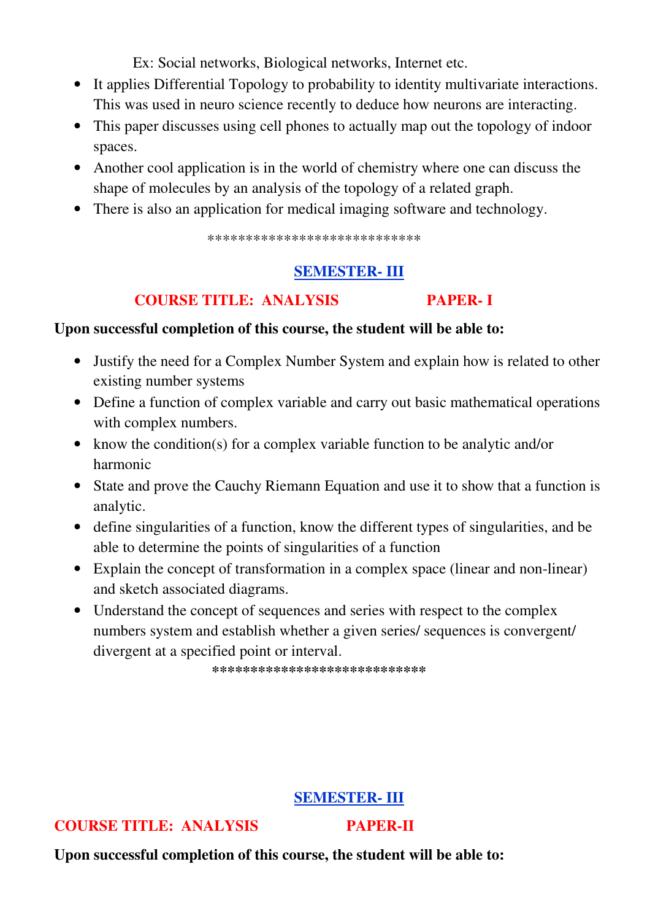Ex: Social networks, Biological networks, Internet etc.

- It applies Differential Topology to probability to identity multivariate interactions. This was used in neuro science recently to deduce how neurons are interacting.
- This paper discusses using cell phones to actually map out the topology of indoor spaces.
- Another cool application is in the world of chemistry where one can discuss the shape of molecules by an analysis of the topology of a related graph.
- There is also an application for medical imaging software and technology.

***************************

## SEMESTER- III

### COURSE TITLE: ANALYSIS PAPER- I

**Upon successful completion of this course, the student will be able to:**

- Justify the need for a Complex Number System and explain how is related to other existing number systems
- Define a function of complex variable and carry out basic mathematical operations with complex numbers.
- know the condition(s) for a complex variable function to be analytic and/or harmonic
- State and prove the Cauchy Riemann Equation and use it to show that a function is analytic.
- define singularities of a function, know the different types of singularities, and be able to determine the points of singularities of a function
- Explain the concept of transformation in a complex space (linear and non-linear) and sketch associated diagrams.
- Understand the concept of sequences and series with respect to the complex numbers system and establish whether a given series/ sequences is convergent/ divergent at a specified point or interval.

***************************

## SEMESTER- III

### COURSE TITLE: ANALYSIS PAPER-II

**Upon successful completion of this course, the student will be able to:**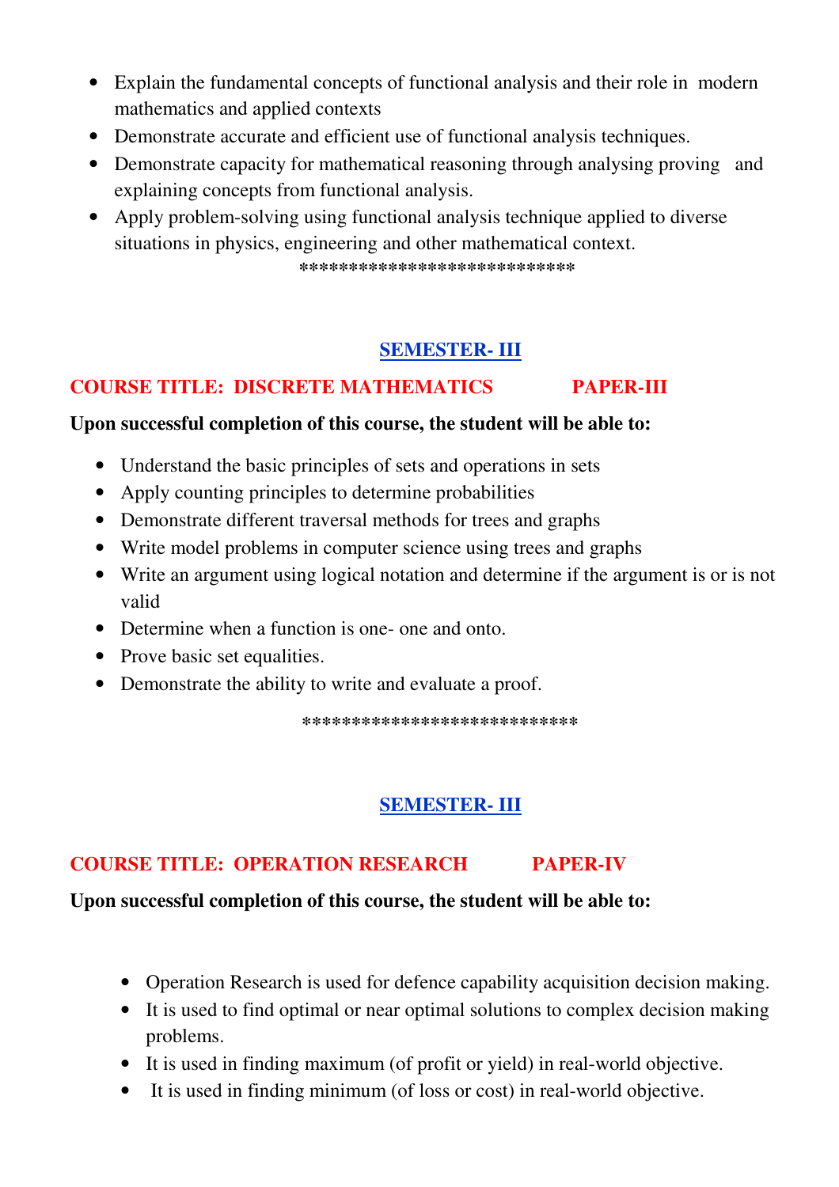- Explain the fundamental concepts of functional analysis and their role in modern mathematics and applied contexts
- Demonstrate accurate and efficient use of functional analysis techniques.
- Demonstrate capacity for mathematical reasoning through analysing proving and explaining concepts from functional analysis.
- Apply problem-solving using functional analysis technique applied to diverse situations in physics, engineering and other mathematical context.

***************************

## SEMESTER- III

### COURSE TITLE: DISCRETE MATHEMATICS PAPER-III

**Upon successful completion of this course, the student will be able to:**

- Understand the basic principles of sets and operations in sets
- Apply counting principles to determine probabilities
- Demonstrate different traversal methods for trees and graphs
- Write model problems in computer science using trees and graphs
- Write an argument using logical notation and determine if the argument is or is not valid
- Determine when a function is one- one and onto.
- Prove basic set equalities.
- Demonstrate the ability to write and evaluate a proof.

***************************

## SEMESTER- III

### COURSE TITLE: OPERATION RESEARCH PAPER-IV

**Upon successful completion of this course, the student will be able to:**

- Operation Research is used for defence capability acquisition decision making.
- It is used to find optimal or near optimal solutions to complex decision making problems.
- It is used in finding maximum (of profit or yield) in real-world objective.
- It is used in finding minimum (of loss or cost) in real-world objective.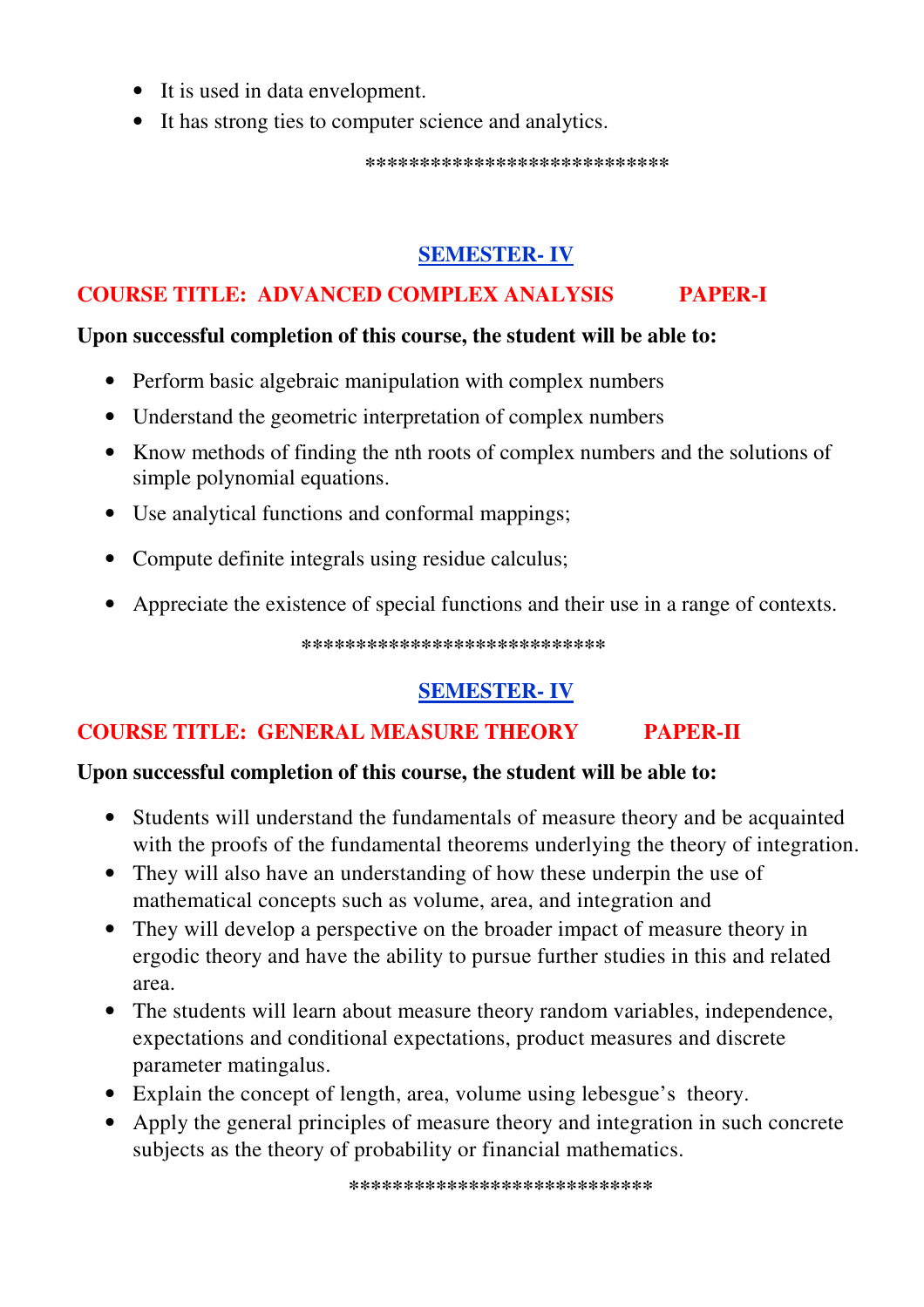- It is used in data envelopment.
- It has strong ties to computer science and analytics.

***************************

## SEMESTER- IV

### COURSE TITLE: ADVANCED COMPLEX ANALYSIS PAPER-I

**Upon successful completion of this course, the student will be able to:**

- Perform basic algebraic manipulation with complex numbers
- Understand the geometric interpretation of complex numbers
- Know methods of finding the nth roots of complex numbers and the solutions of simple polynomial equations.
- Use analytical functions and conformal mappings;
- Compute definite integrals using residue calculus;
- Appreciate the existence of special functions and their use in a range of contexts.

***************************

## SEMESTER- IV

### COURSE TITLE: GENERAL MEASURE THEORY PAPER-II

**Upon successful completion of this course, the student will be able to:**

- Students will understand the fundamentals of measure theory and be acquainted with the proofs of the fundamental theorems underlying the theory of integration.
- They will also have an understanding of how these underpin the use of mathematical concepts such as volume, area, and integration and
- They will develop a perspective on the broader impact of measure theory in ergodic theory and have the ability to pursue further studies in this and related area.
- The students will learn about measure theory random variables, independence, expectations and conditional expectations, product measures and discrete parameter matingalus.
- Explain the concept of length, area, volume using lebesgue's theory.
- Apply the general principles of measure theory and integration in such concrete subjects as the theory of probability or financial mathematics.

***************************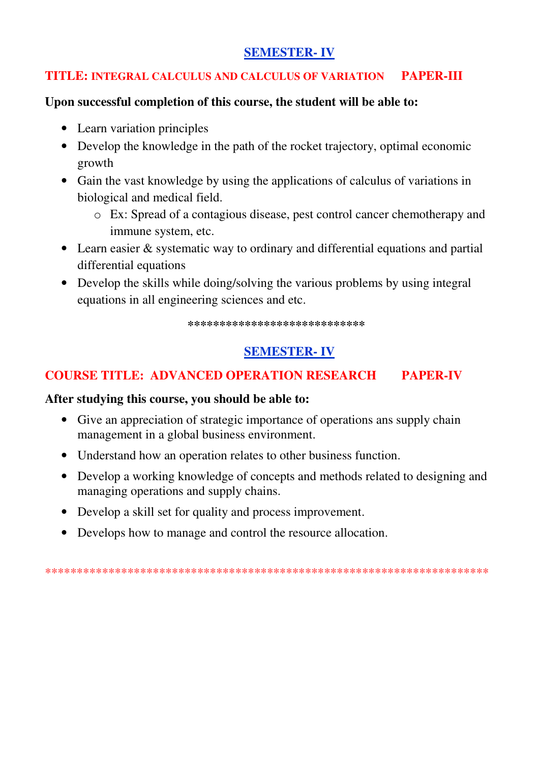## SEMESTER- IV

**TITLE: INTEGRAL CALCULUS AND CALCULUS OF VARIATION PAPER-III**

**Upon successful completion of this course, the student will be able to:**

- Learn variation principles
- Develop the knowledge in the path of the rocket trajectory, optimal economic growth
- Gain the vast knowledge by using the applications of calculus of variations in biological and medical field.
  - Ex: Spread of a contagious disease, pest control cancer chemotherapy and immune system, etc.
- Learn easier & systematic way to ordinary and differential equations and partial differential equations
- Develop the skills while doing/solving the various problems by using integral equations in all engineering sciences and etc.

***************************

## SEMESTER- IV

**COURSE TITLE: ADVANCED OPERATION RESEARCH PAPER-IV**

**After studying this course, you should be able to:**

- Give an appreciation of strategic importance of operations ans supply chain management in a global business environment.
- Understand how an operation relates to other business function.
- Develop a working knowledge of concepts and methods related to designing and managing operations and supply chains.
- Develop a skill set for quality and process improvement.
- Develops how to manage and control the resource allocation.

**********************************************************************